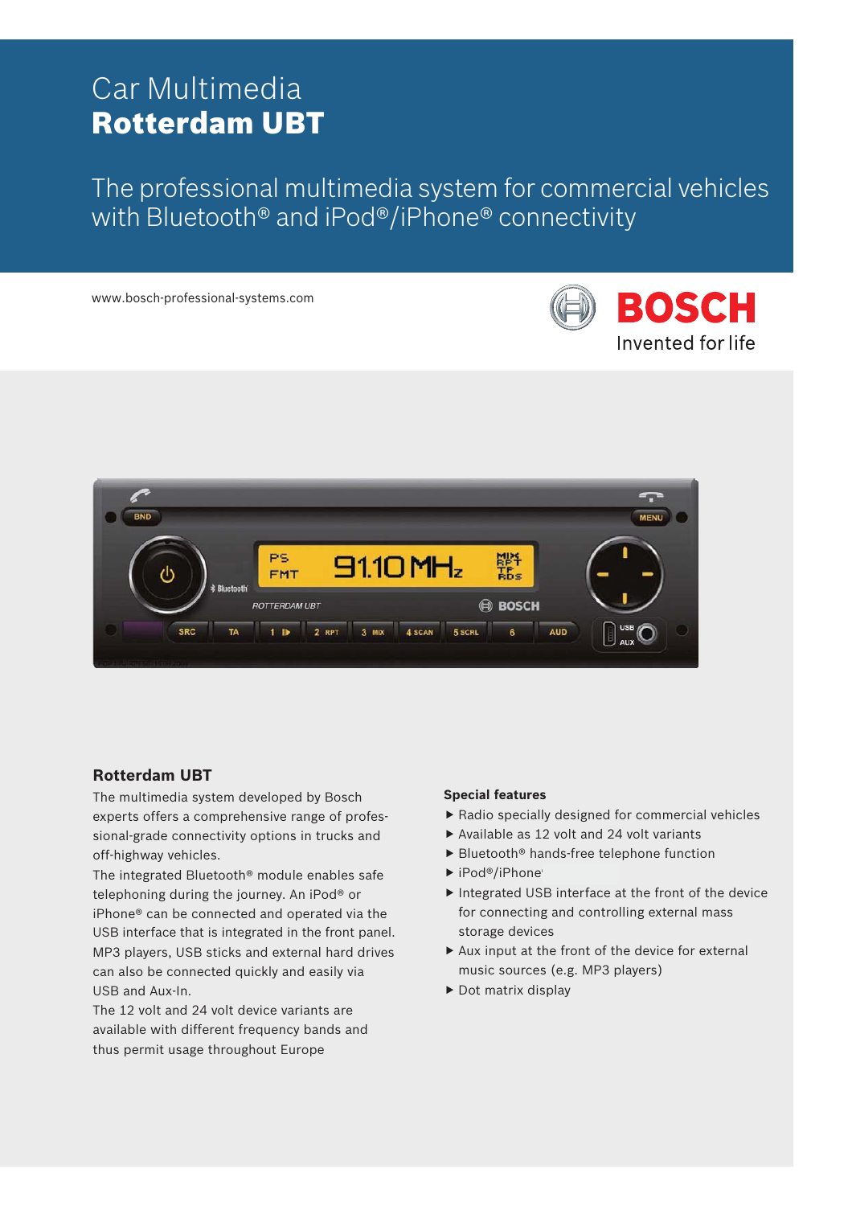Car Multimedia
# Rotterdam UBT

The professional multimedia system for commercial vehicles with Bluetooth® and iPod®/iPhone® connectivity

www.bosch-professional-systems.com

BOSCH
Invented for life

## Rotterdam UBT

The multimedia system developed by Bosch experts offers a comprehensive range of professional-grade connectivity options in trucks and off-highway vehicles.
The integrated Bluetooth® module enables safe telephoning during the journey. An iPod® or iPhone® can be connected and operated via the USB interface that is integrated in the front panel. MP3 players, USB sticks and external hard drives can also be connected quickly and easily via USB and Aux-In.
The 12 volt and 24 volt device variants are available with different frequency bands and thus permit usage throughout Europe

**Special features**

- ▶ Radio specially designed for commercial vehicles
- ▶ Available as 12 volt and 24 volt variants
- ▶ Bluetooth® hands-free telephone function
- ▶ iPod®/iPhone®
- ▶ Integrated USB interface at the front of the device for connecting and controlling external mass storage devices
- ▶ Aux input at the front of the device for external music sources (e.g. MP3 players)
- ▶ Dot matrix display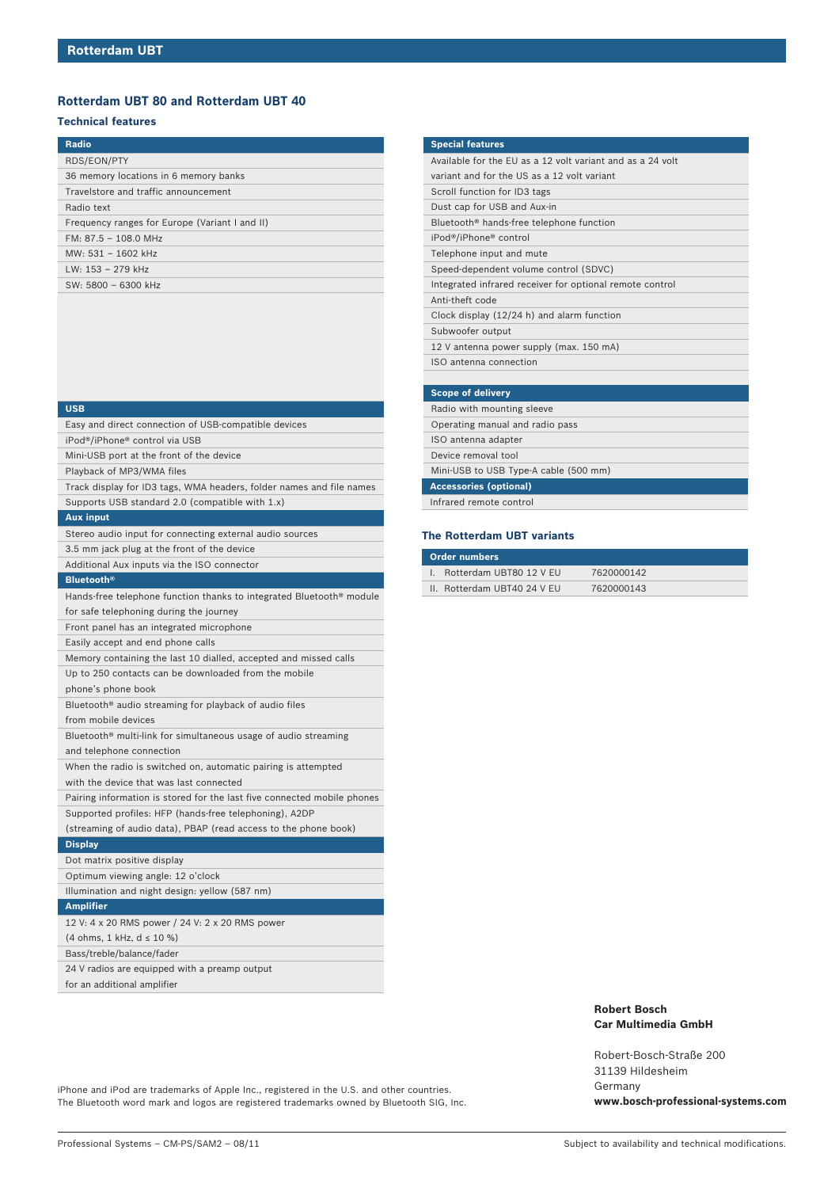## Rotterdam UBT 80 and Rotterdam UBT 40

### Technical features

| Radio |
| --- |
| RDS/EON/PTY |
| 36 memory locations in 6 memory banks |
| Travelstore and traffic announcement |
| Radio text |
| Frequency ranges for Europe (Variant I and II) |
| FM: 87.5 – 108.0 MHz |
| MW: 531 – 1602 kHz |
| LW: 153 – 279 kHz |
| SW: 5800 – 6300 kHz |

| USB |
| --- |
| Easy and direct connection of USB-compatible devices |
| iPod®/iPhone® control via USB |
| Mini-USB port at the front of the device |
| Playback of MP3/WMA files |
| Track display for ID3 tags, WMA headers, folder names and file names |
| Supports USB standard 2.0 (compatible with 1.x) |

| Aux input |
| --- |
| Stereo audio input for connecting external audio sources |
| 3.5 mm jack plug at the front of the device |
| Additional Aux inputs via the ISO connector |

| Bluetooth® |
| --- |
| Hands-free telephone function thanks to integrated Bluetooth® module for safe telephoning during the journey |
| Front panel has an integrated microphone |
| Easily accept and end phone calls |
| Memory containing the last 10 dialled, accepted and missed calls |
| Up to 250 contacts can be downloaded from the mobile phone's phone book |
| Bluetooth® audio streaming for playback of audio files from mobile devices |
| Bluetooth® multi-link for simultaneous usage of audio streaming and telephone connection |
| When the radio is switched on, automatic pairing is attempted with the device that was last connected |
| Pairing information is stored for the last five connected mobile phones |
| Supported profiles: HFP (hands-free telephoning), A2DP (streaming of audio data), PBAP (read access to the phone book) |

| Display |
| --- |
| Dot matrix positive display |
| Optimum viewing angle: 12 o'clock |
| Illumination and night design: yellow (587 nm) |

| Amplifier |
| --- |
| 12 V: 4 x 20 RMS power / 24 V: 2 x 20 RMS power (4 ohms, 1 kHz, d ≤ 10 %) |
| Bass/treble/balance/fader |
| 24 V radios are equipped with a preamp output for an additional amplifier |

| Special features |
| --- |
| Available for the EU as a 12 volt variant and as a 24 volt variant and for the US as a 12 volt variant |
| Scroll function for ID3 tags |
| Dust cap for USB and Aux-in |
| Bluetooth® hands-free telephone function |
| iPod®/iPhone® control |
| Telephone input and mute |
| Speed-dependent volume control (SDVC) |
| Integrated infrared receiver for optional remote control |
| Anti-theft code |
| Clock display (12/24 h) and alarm function |
| Subwoofer output |
| 12 V antenna power supply (max. 150 mA) |
| ISO antenna connection |

| Scope of delivery |
| --- |
| Radio with mounting sleeve |
| Operating manual and radio pass |
| ISO antenna adapter |
| Device removal tool |
| Mini-USB to USB Type-A cable (500 mm) |

| Accessories (optional) |
| --- |
| Infrared remote control |

### The Rotterdam UBT variants

| Order numbers | | |
| --- | --- | --- |
| I. | Rotterdam UBT80 12 V EU | 7620000142 |
| II. | Rotterdam UBT40 24 V EU | 7620000143 |

**Robert Bosch**
**Car Multimedia GmbH**

Robert-Bosch-Straße 200
31139 Hildesheim
Germany
**www.bosch-professional-systems.com**

iPhone and iPod are trademarks of Apple Inc., registered in the U.S. and other countries.
The Bluetooth word mark and logos are registered trademarks owned by Bluetooth SIG, Inc.

Professional Systems – CM-PS/SAM2 – 08/11

Subject to availability and technical modifications.